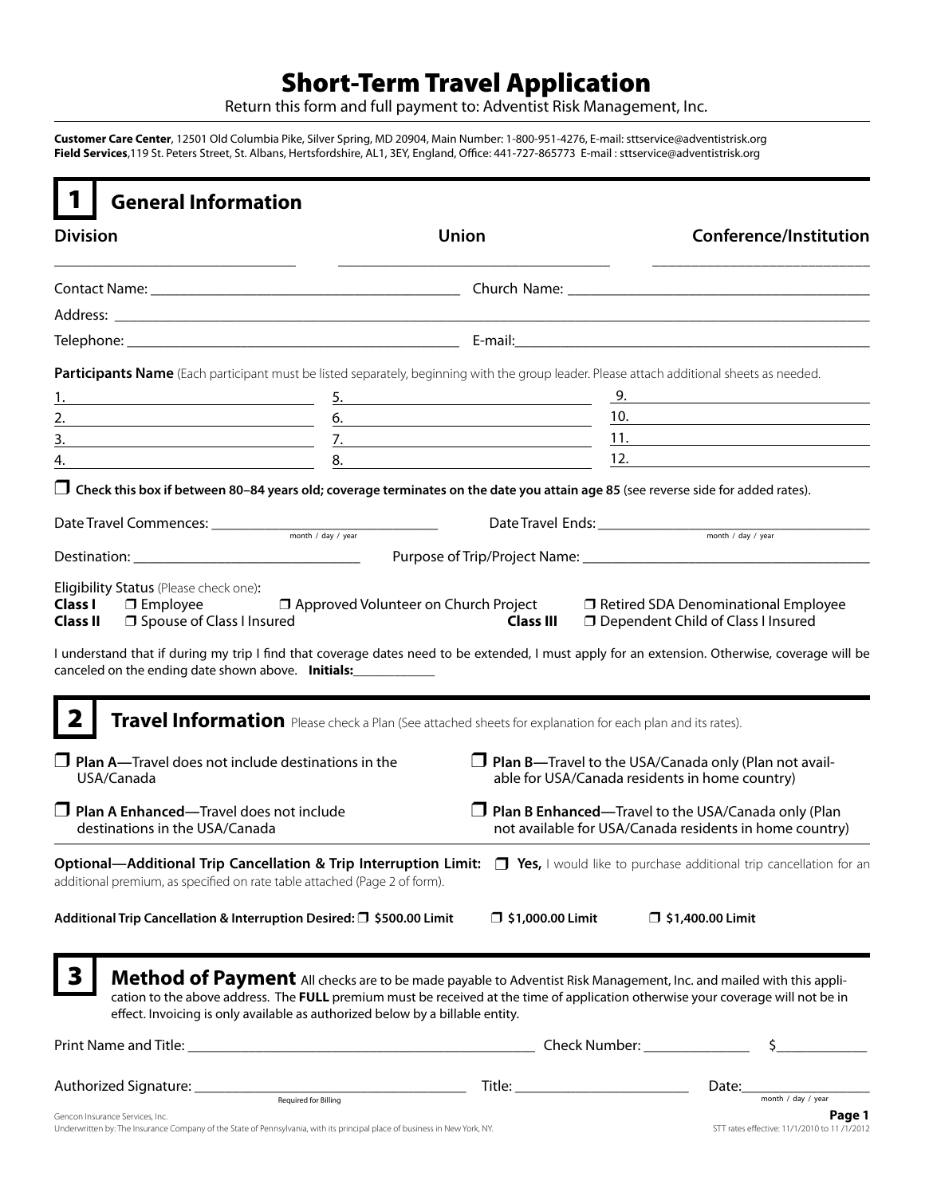# Short-Term Travel Application

Return this form and full payment to: Adventist Risk Management, Inc.

**Customer Care Center**, 12501 Old Columbia Pike, Silver Spring, MD 20904, Main Number: 1-800-951-4276, E-mail: sttservice@adventistrisk.org
**Field Services**,119 St. Peters Street, St. Albans, Hertsfordshire, AL1, 3EY, England, Office: 441-727-865773 E-mail : sttservice@adventistrisk.org

## 1 General Information

**Division** ______________________ **Union** ______________________ **Conference/Institution** ______________________

Contact Name: ______________________ Church Name: ______________________

Address: ______________________

Telephone: ______________________ E-mail: ______________________

**Participants Name** (Each participant must be listed separately, beginning with the group leader. Please attach additional sheets as needed.

| | | |
|---|---|---|
| 1. | 5. | 9. |
| 2. | 6. | 10. |
| 3. | 7. | 11. |
| 4. | 8. | 12. |

❒ **Check this box if between 80–84 years old; coverage terminates on the date you attain age 85** (see reverse side for added rates).

Date Travel Commences: ______________________ (month / day / year) Date Travel Ends: ______________________ (month / day / year)

Destination: ______________________ Purpose of Trip/Project Name: ______________________

Eligibility Status (Please check one):
**Class I** ❒ Employee ❒ Approved Volunteer on Church Project ❒ Retired SDA Denominational Employee
**Class II** ❒ Spouse of Class I Insured **Class III** ❒ Dependent Child of Class I Insured

I understand that if during my trip I find that coverage dates need to be extended, I must apply for an extension. Otherwise, coverage will be canceled on the ending date shown above. **Initials:**____________

## 2 Travel Information

Please check a Plan (See attached sheets for explanation for each plan and its rates).

❒ **Plan A**—Travel does not include destinations in the USA/Canada

❒ **Plan B**—Travel to the USA/Canada only (Plan not available for USA/Canada residents in home country)

❒ **Plan A Enhanced**—Travel does not include destinations in the USA/Canada

❒ **Plan B Enhanced**—Travel to the USA/Canada only (Plan not available for USA/Canada residents in home country)

**Optional—Additional Trip Cancellation & Trip Interruption Limit:** ❒ **Yes,** I would like to purchase additional trip cancellation for an additional premium, as specified on rate table attached (Page 2 of form).

**Additional Trip Cancellation & Interruption Desired:** ❒ **$500.00 Limit** ❒ **$1,000.00 Limit** ❒ **$1,400.00 Limit**

## 3 Method of Payment

All checks are to be made payable to Adventist Risk Management, Inc. and mailed with this application to the above address. The **FULL** premium must be received at the time of application otherwise your coverage will not be in effect. Invoicing is only available as authorized below by a billable entity.

Print Name and Title: ______________________ Check Number: ______________ $____________

Authorized Signature: ______________________ (Required for Billing) Title: ______________________ Date: ______________ (month / day / year)

Gencon Insurance Services, Inc.
Underwritten by: The Insurance Company of the State of Pennsylvania, with its principal place of business in New York, NY.

STT rates effective: 11/1/2010 to 11 /1/2012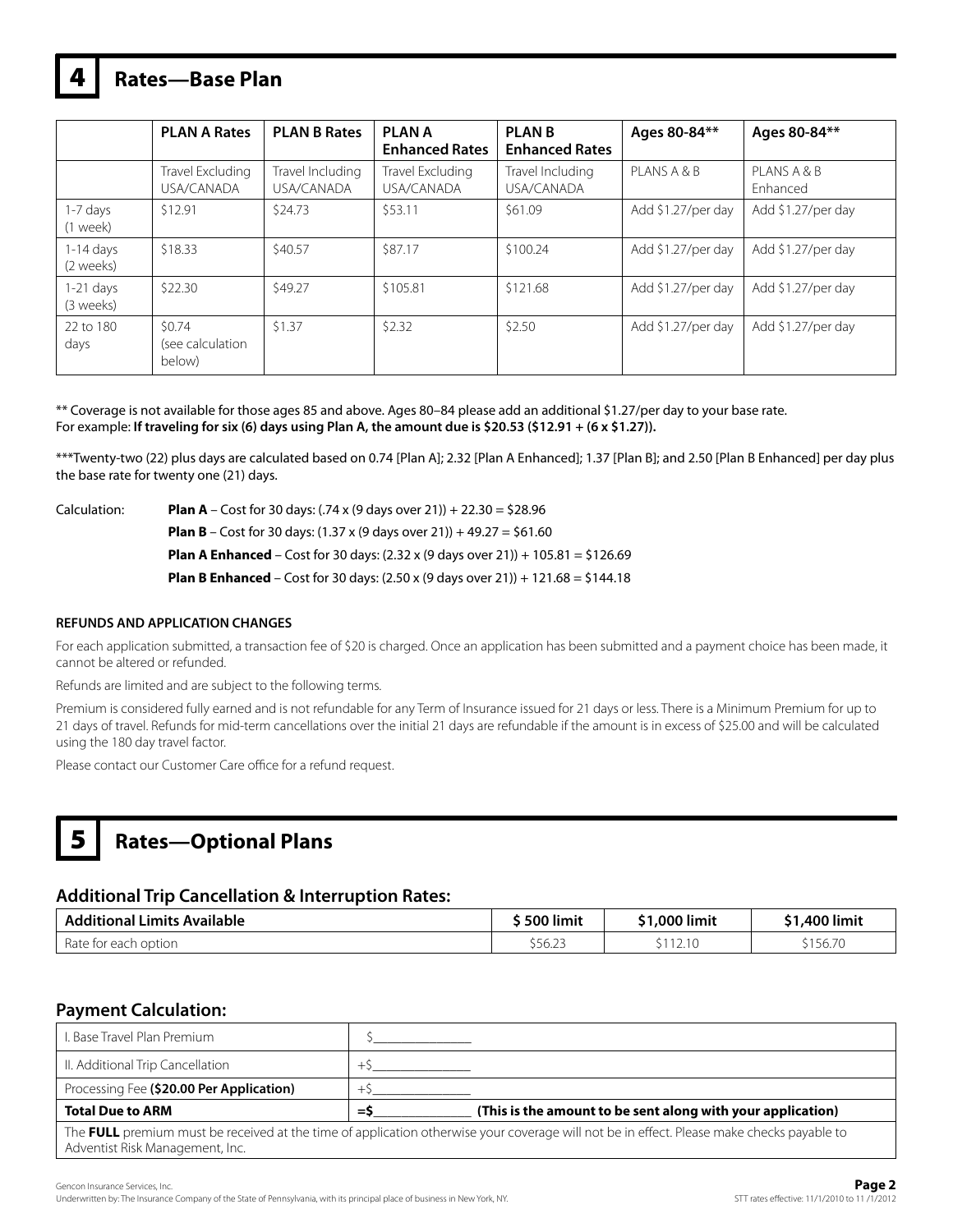## 4 Rates—Base Plan

| | PLAN A Rates | PLAN B Rates | PLAN A Enhanced Rates | PLAN B Enhanced Rates | Ages 80-84** | Ages 80-84** |
|---|---|---|---|---|---|---|
| | Travel Excluding USA/CANADA | Travel Including USA/CANADA | Travel Excluding USA/CANADA | Travel Including USA/CANADA | PLANS A & B | PLANS A & B Enhanced |
| 1-7 days (1 week) | $12.91 | $24.73 | $53.11 | $61.09 | Add $1.27/per day | Add $1.27/per day |
| 1-14 days (2 weeks) | $18.33 | $40.57 | $87.17 | $100.24 | Add $1.27/per day | Add $1.27/per day |
| 1-21 days (3 weeks) | $22.30 | $49.27 | $105.81 | $121.68 | Add $1.27/per day | Add $1.27/per day |
| 22 to 180 days | $0.74 (see calculation below) | $1.37 | $2.32 | $2.50 | Add $1.27/per day | Add $1.27/per day |

** Coverage is not available for those ages 85 and above. Ages 80–84 please add an additional $1.27/per day to your base rate.
For example: **If traveling for six (6) days using Plan A, the amount due is $20.53 ($12.91 + (6 x $1.27)).**

***Twenty-two (22) plus days are calculated based on 0.74 [Plan A]; 2.32 [Plan A Enhanced]; 1.37 [Plan B]; and 2.50 [Plan B Enhanced] per day plus the base rate for twenty one (21) days.

Calculation:

**Plan A** – Cost for 30 days: (.74 x (9 days over 21)) + 22.30 = $28.96

**Plan B** – Cost for 30 days: (1.37 x (9 days over 21)) + 49.27 = $61.60

**Plan A Enhanced** – Cost for 30 days: (2.32 x (9 days over 21)) + 105.81 = $126.69

**Plan B Enhanced** – Cost for 30 days: (2.50 x (9 days over 21)) + 121.68 = $144.18

**REFUNDS AND APPLICATION CHANGES**

For each application submitted, a transaction fee of $20 is charged. Once an application has been submitted and a payment choice has been made, it cannot be altered or refunded.

Refunds are limited and are subject to the following terms.

Premium is considered fully earned and is not refundable for any Term of Insurance issued for 21 days or less. There is a Minimum Premium for up to 21 days of travel. Refunds for mid-term cancellations over the initial 21 days are refundable if the amount is in excess of $25.00 and will be calculated using the 180 day travel factor.

Please contact our Customer Care office for a refund request.

## 5 Rates—Optional Plans

### Additional Trip Cancellation & Interruption Rates:

| Additional Limits Available | $ 500 limit | $1,000 limit | $1,400 limit |
|---|---|---|---|
| Rate for each option | $56.23 | $112.10 | $156.70 |

### Payment Calculation:

| | |
|---|---|
| I. Base Travel Plan Premium | $_______________ |
| II. Additional Trip Cancellation | +$_______________ |
| Processing Fee **($20.00 Per Application)** | +$_______________ |
| **Total Due to ARM** | **=$_______________ (This is the amount to be sent along with your application)** |

The **FULL** premium must be received at the time of application otherwise your coverage will not be in effect. Please make checks payable to Adventist Risk Management, Inc.

Gencon Insurance Services, Inc.
Underwritten by: The Insurance Company of the State of Pennsylvania, with its principal place of business in New York, NY.

STT rates effective: 11/1/2010 to 11 /1/2012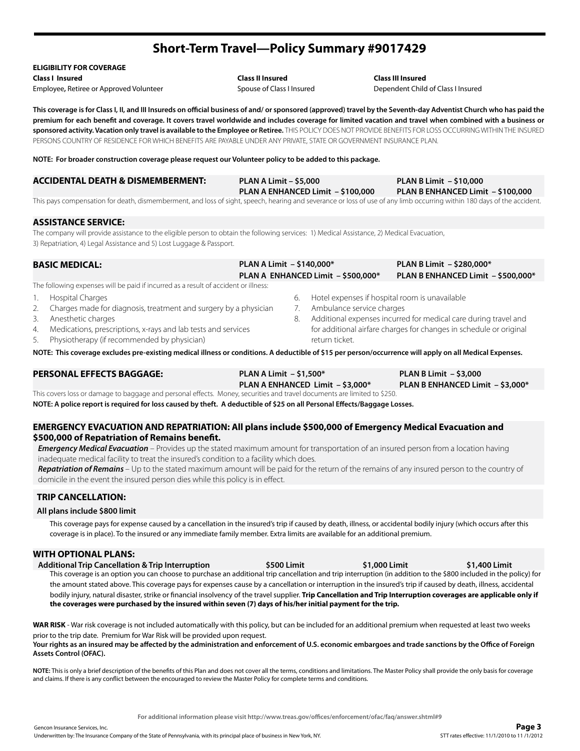# Short-Term Travel—Policy Summary #9017429

**ELIGIBILITY FOR COVERAGE**

| Class I Insured | Class II Insured | Class III Insured |
|---|---|---|
| Employee, Retiree or Approved Volunteer | Spouse of Class I Insured | Dependent Child of Class I Insured |

**This coverage is for Class I, II, and III Insureds on official business of and/ or sponsored (approved) travel by the Seventh-day Adventist Church who has paid the premium for each benefit and coverage. It covers travel worldwide and includes coverage for limited vacation and travel when combined with a business or sponsored activity. Vacation only travel is available to the Employee or Retiree.** THIS POLICY DOES NOT PROVIDE BENEFITS FOR LOSS OCCURRING WITHIN THE INSURED PERSONS COUNTRY OF RESIDENCE FOR WHICH BENEFITS ARE PAYABLE UNDER ANY PRIVATE, STATE OR GOVERNMENT INSURANCE PLAN.

**NOTE: For broader construction coverage please request our Volunteer policy to be added to this package.**

## ACCIDENTAL DEATH & DISMEMBERMENT:

**PLAN A Limit – $5,000**
**PLAN A ENHANCED Limit – $100,000**
**PLAN B Limit – $10,000**
**PLAN B ENHANCED Limit – $100,000**

This pays compensation for death, dismemberment, and loss of sight, speech, hearing and severance or loss of use of any limb occurring within 180 days of the accident.

## ASSISTANCE SERVICE:

The company will provide assistance to the eligible person to obtain the following services: 1) Medical Assistance, 2) Medical Evacuation, 3) Repatriation, 4) Legal Assistance and 5) Lost Luggage & Passport.

## BASIC MEDICAL:

**PLAN A Limit – $140,000***
**PLAN A ENHANCED Limit – $500,000***
**PLAN B Limit – $280,000***
**PLAN B ENHANCED Limit – $500,000***

The following expenses will be paid if incurred as a result of accident or illness:

1. Hospital Charges
2. Charges made for diagnosis, treatment and surgery by a physician
3. Anesthetic charges
4. Medications, prescriptions, x-rays and lab tests and services
5. Physiotherapy (if recommended by physician)
6. Hotel expenses if hospital room is unavailable
7. Ambulance service charges
8. Additional expenses incurred for medical care during travel and for additional airfare charges for changes in schedule or original return ticket.

**NOTE: This coverage excludes pre-existing medical illness or conditions. A deductible of $15 per person/occurrence will apply on all Medical Expenses.**

## PERSONAL EFFECTS BAGGAGE:

**PLAN A Limit – $1,500***
**PLAN A ENHANCED Limit – $3,000***
**PLAN B Limit – $3,000**
**PLAN B ENHANCED Limit – $3,000***

This covers loss or damage to baggage and personal effects. Money, securities and travel documents are limited to $250.

**NOTE: A police report is required for loss caused by theft. A deductible of $25 on all Personal Effects/Baggage Losses.**

## EMERGENCY EVACUATION AND REPATRIATION: All plans include $500,000 of Emergency Medical Evacuation and $500,000 of Repatriation of Remains benefit.

***Emergency Medical Evacuation*** – Provides up the stated maximum amount for transportation of an insured person from a location having inadequate medical facility to treat the insured's condition to a facility which does.

***Repatriation of Remains*** – Up to the stated maximum amount will be paid for the return of the remains of any insured person to the country of domicile in the event the insured person dies while this policy is in effect.

## TRIP CANCELLATION:

**All plans include $800 limit**

This coverage pays for expense caused by a cancellation in the insured's trip if caused by death, illness, or accidental bodily injury (which occurs after this coverage is in place). To the insured or any immediate family member. Extra limits are available for an additional premium.

## WITH OPTIONAL PLANS:

| | | | |
|---|---|---|---|
| **Additional Trip Cancellation & Trip Interruption** | **$500 Limit** | **$1,000 Limit** | **$1,400 Limit** |

This coverage is an option you can choose to purchase an additional trip cancellation and trip interruption (in addition to the $800 included in the policy) for the amount stated above. This coverage pays for expenses cause by a cancellation or interruption in the insured's trip if caused by death, illness, accidental bodily injury, natural disaster, strike or financial insolvency of the travel supplier. **Trip Cancellation and Trip Interruption coverages are applicable only if the coverages were purchased by the insured within seven (7) days of his/her initial payment for the trip.**

**WAR RISK** - War risk coverage is not included automatically with this policy, but can be included for an additional premium when requested at least two weeks prior to the trip date. Premium for War Risk will be provided upon request.

**Your rights as an insured may be affected by the administration and enforcement of U.S. economic embargoes and trade sanctions by the Office of Foreign Assets Control (OFAC).**

**NOTE:** This is only a brief description of the benefits of this Plan and does not cover all the terms, conditions and limitations. The Master Policy shall provide the only basis for coverage and claims. If there is any conflict between the encouraged to review the Master Policy for complete terms and conditions.

For additional information please visit http://www.treas.gov/offices/enforcement/ofac/faq/answer.shtml#9

Gencon Insurance Services, Inc.
Underwritten by: The Insurance Company of the State of Pennsylvania, with its principal place of business in New York, NY.

STT rates effective: 11/1/2010 to 11 /1/2012